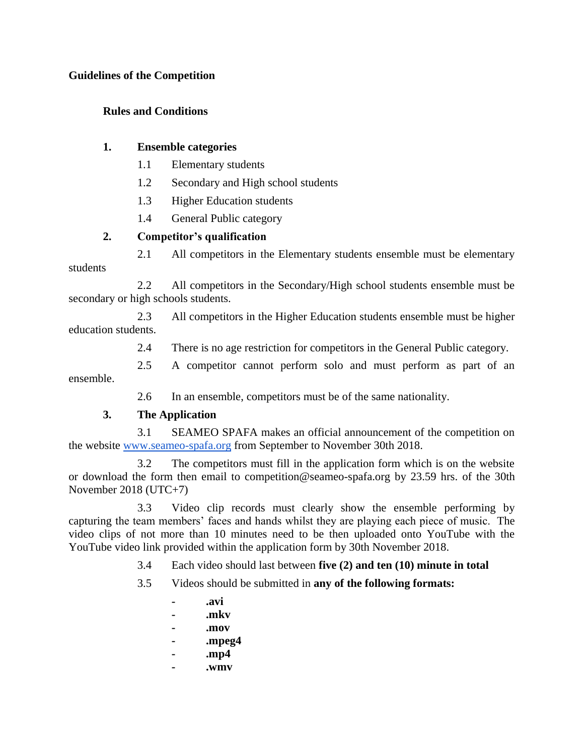**Guidelines of the Competition**

**Rules and Conditions**

1. **Ensemble categories**
   - 1.1 Elementary students
   - 1.2 Secondary and High school students
   - 1.3 Higher Education students
   - 1.4 General Public category

2. **Competitor's qualification**
   - 2.1 All competitors in the Elementary students ensemble must be elementary students
   - 2.2 All competitors in the Secondary/High school students ensemble must be secondary or high schools students.
   - 2.3 All competitors in the Higher Education students ensemble must be higher education students.
   - 2.4 There is no age restriction for competitors in the General Public category.
   - 2.5 A competitor cannot perform solo and must perform as part of an ensemble.
   - 2.6 In an ensemble, competitors must be of the same nationality.

3. **The Application**
   - 3.1 SEAMEO SPAFA makes an official announcement of the competition on the website [www.seameo-spafa.org](http://www.seameo-spafa.org) from September to November 30th 2018.
   - 3.2 The competitors must fill in the application form which is on the website or download the form then email to competition@seameo-spafa.org by 23.59 hrs. of the 30th November 2018 (UTC+7)
   - 3.3 Video clip records must clearly show the ensemble performing by capturing the team members' faces and hands whilst they are playing each piece of music. The video clips of not more than 10 minutes need to be then uploaded onto YouTube with the YouTube video link provided within the application form by 30th November 2018.
   - 3.4 Each video should last between **five (2) and ten (10) minute in total**
   - 3.5 Videos should be submitted in **any of the following formats:**
     - **.avi**
     - **.mkv**
     - **.mov**
     - **.mpeg4**
     - **.mp4**
     - **.wmv**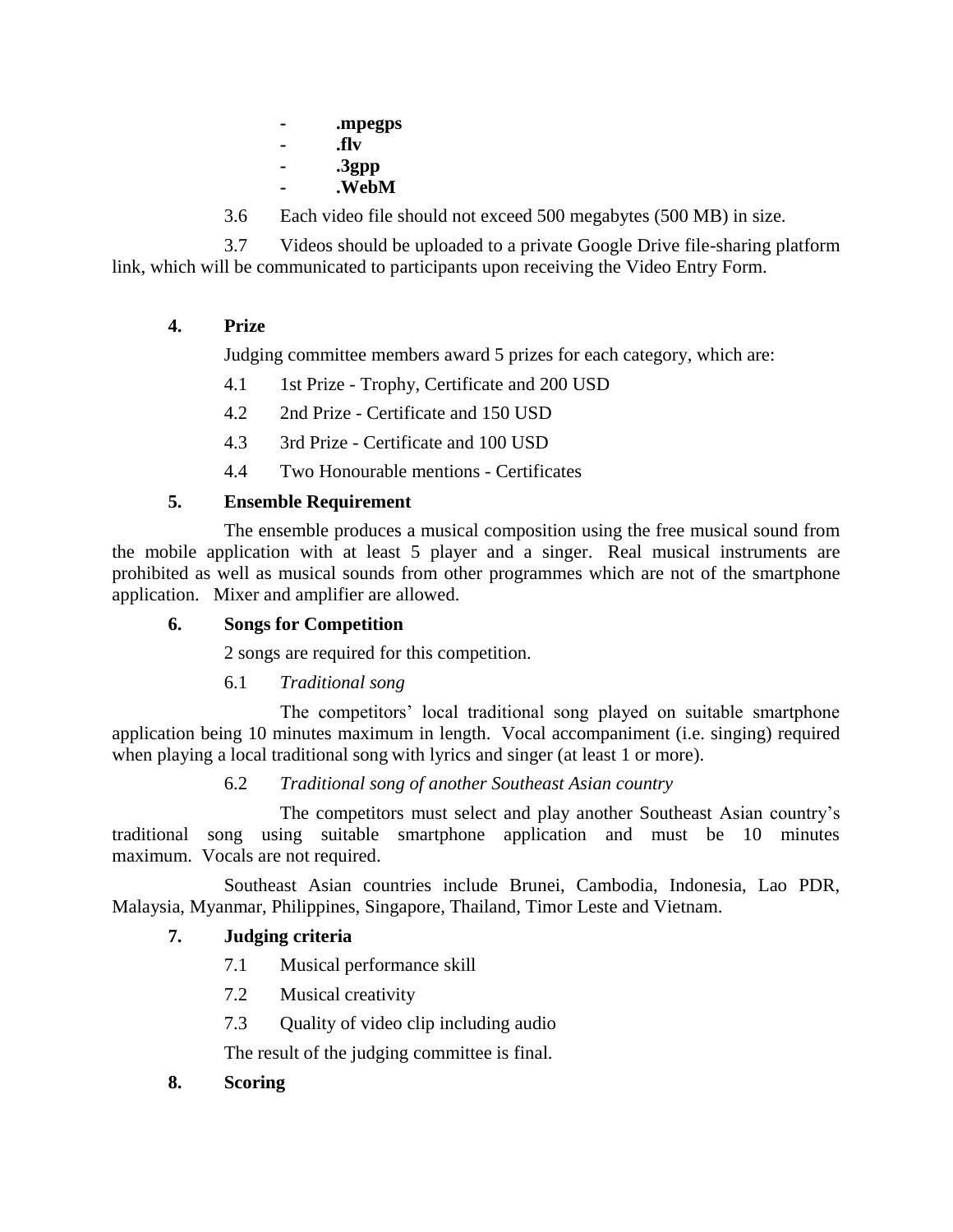- **.mpegps**
- **.flv**
- **.3gpp**
- **.WebM**

3.6 Each video file should not exceed 500 megabytes (500 MB) in size.

3.7 Videos should be uploaded to a private Google Drive file-sharing platform link, which will be communicated to participants upon receiving the Video Entry Form.

**4. Prize**

Judging committee members award 5 prizes for each category, which are:

4.1 1st Prize - Trophy, Certificate and 200 USD

4.2 2nd Prize - Certificate and 150 USD

4.3 3rd Prize - Certificate and 100 USD

4.4 Two Honourable mentions - Certificates

**5. Ensemble Requirement**

The ensemble produces a musical composition using the free musical sound from the mobile application with at least 5 player and a singer. Real musical instruments are prohibited as well as musical sounds from other programmes which are not of the smartphone application. Mixer and amplifier are allowed.

**6. Songs for Competition**

2 songs are required for this competition.

6.1 *Traditional song*

The competitors' local traditional song played on suitable smartphone application being 10 minutes maximum in length. Vocal accompaniment (i.e. singing) required when playing a local traditional song with lyrics and singer (at least 1 or more).

6.2 *Traditional song of another Southeast Asian country*

The competitors must select and play another Southeast Asian country's traditional song using suitable smartphone application and must be 10 minutes maximum. Vocals are not required.

Southeast Asian countries include Brunei, Cambodia, Indonesia, Lao PDR, Malaysia, Myanmar, Philippines, Singapore, Thailand, Timor Leste and Vietnam.

**7. Judging criteria**

7.1 Musical performance skill

7.2 Musical creativity

7.3 Quality of video clip including audio

The result of the judging committee is final.

**8. Scoring**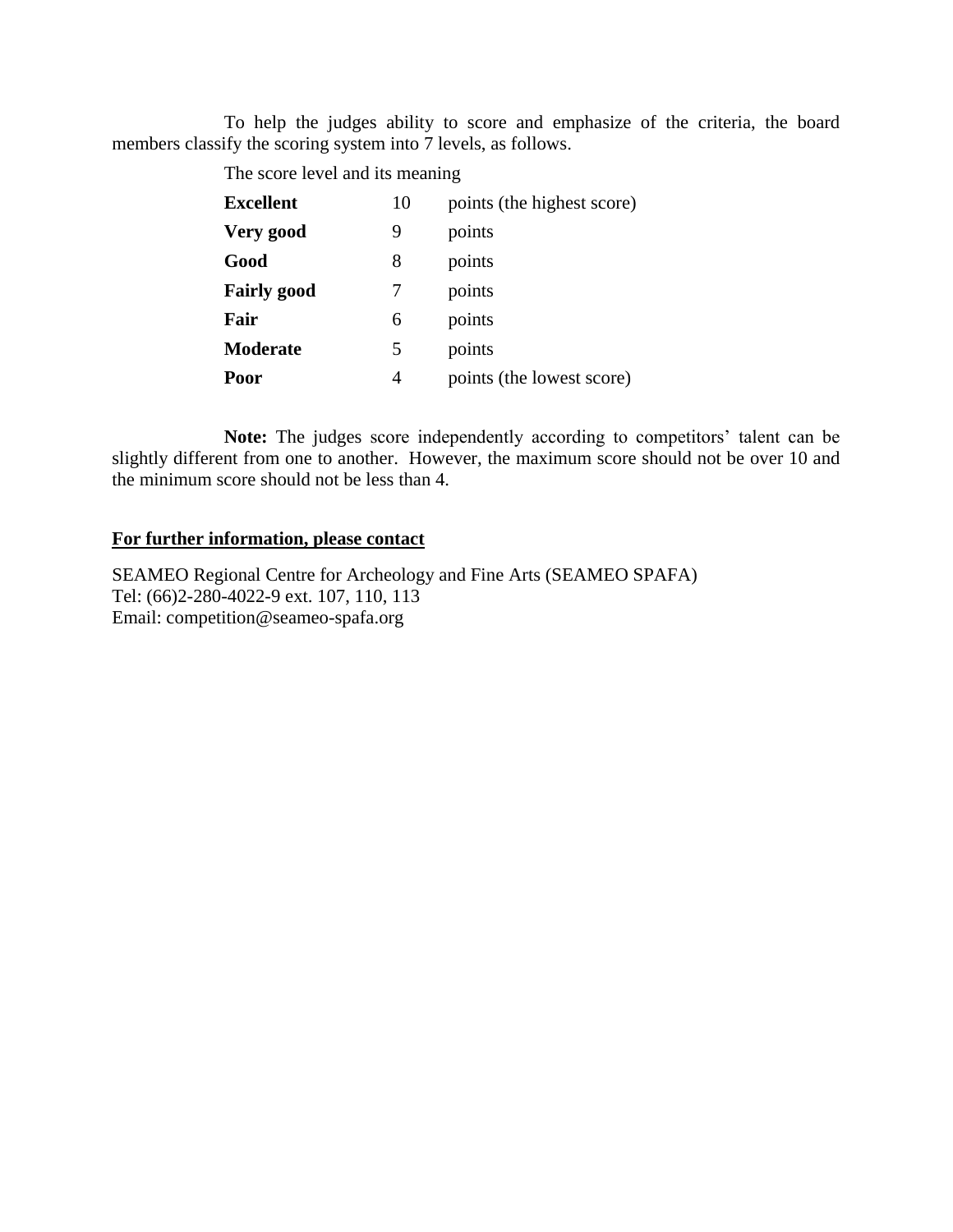To help the judges ability to score and emphasize of the criteria, the board members classify the scoring system into 7 levels, as follows.

The score level and its meaning

| | | |
|---|---|---|
| **Excellent** | 10 | points (the highest score) |
| **Very good** | 9 | points |
| **Good** | 8 | points |
| **Fairly good** | 7 | points |
| **Fair** | 6 | points |
| **Moderate** | 5 | points |
| **Poor** | 4 | points (the lowest score) |

**Note:** The judges score independently according to competitors' talent can be slightly different from one to another. However, the maximum score should not be over 10 and the minimum score should not be less than 4.

**For further information, please contact**

SEAMEO Regional Centre for Archeology and Fine Arts (SEAMEO SPAFA)
Tel: (66)2-280-4022-9 ext. 107, 110, 113
Email: competition@seameo-spafa.org